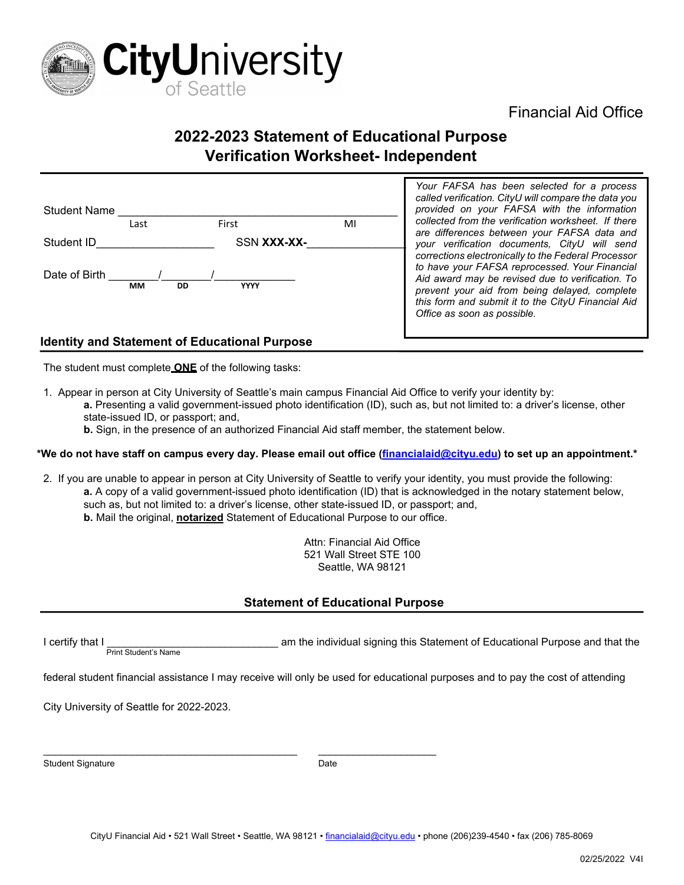CityUniversity of Seattle

Financial Aid Office

# 2022-2023 Statement of Educational Purpose
# Verification Worksheet- Independent

Student Name ______________________________________________
Last First MI

Student ID____________________ SSN **XXX-XX-**________________

Date of Birth ________/________/_____________
MM DD YYYY

*Your FAFSA has been selected for a process called verification. CityU will compare the data you provided on your FAFSA with the information collected from the verification worksheet. If there are differences between your FAFSA data and your verification documents, CityU will send corrections electronically to the Federal Processor to have your FAFSA reprocessed. Your Financial Aid award may be revised due to verification. To prevent your aid from being delayed, complete this form and submit it to the CityU Financial Aid Office as soon as possible.*

## Identity and Statement of Educational Purpose

The student must complete **ONE** of the following tasks:

1. Appear in person at City University of Seattle's main campus Financial Aid Office to verify your identity by:
   **a.** Presenting a valid government-issued photo identification (ID), such as, but not limited to: a driver's license, other state-issued ID, or passport; and,
   **b.** Sign, in the presence of an authorized Financial Aid staff member, the statement below.

**\*We do not have staff on campus every day. Please email out office (financialaid@cityu.edu) to set up an appointment.\***

2. If you are unable to appear in person at City University of Seattle to verify your identity, you must provide the following:
   **a.** A copy of a valid government-issued photo identification (ID) that is acknowledged in the notary statement below, such as, but not limited to: a driver's license, other state-issued ID, or passport; and,
   **b.** Mail the original, **notarized** Statement of Educational Purpose to our office.

Attn: Financial Aid Office
521 Wall Street STE 100
Seattle, WA 98121

## Statement of Educational Purpose

I certify that I ____________________________ am the individual signing this Statement of Educational Purpose and that the
Print Student's Name

federal student financial assistance I may receive will only be used for educational purposes and to pay the cost of attending City University of Seattle for 2022-2023.

_____________________________________________ ____________________
Student Signature Date

CityU Financial Aid • 521 Wall Street • Seattle, WA 98121 • financialaid@cityu.edu • phone (206)239-4540 • fax (206) 785-8069

02/25/2022 V4I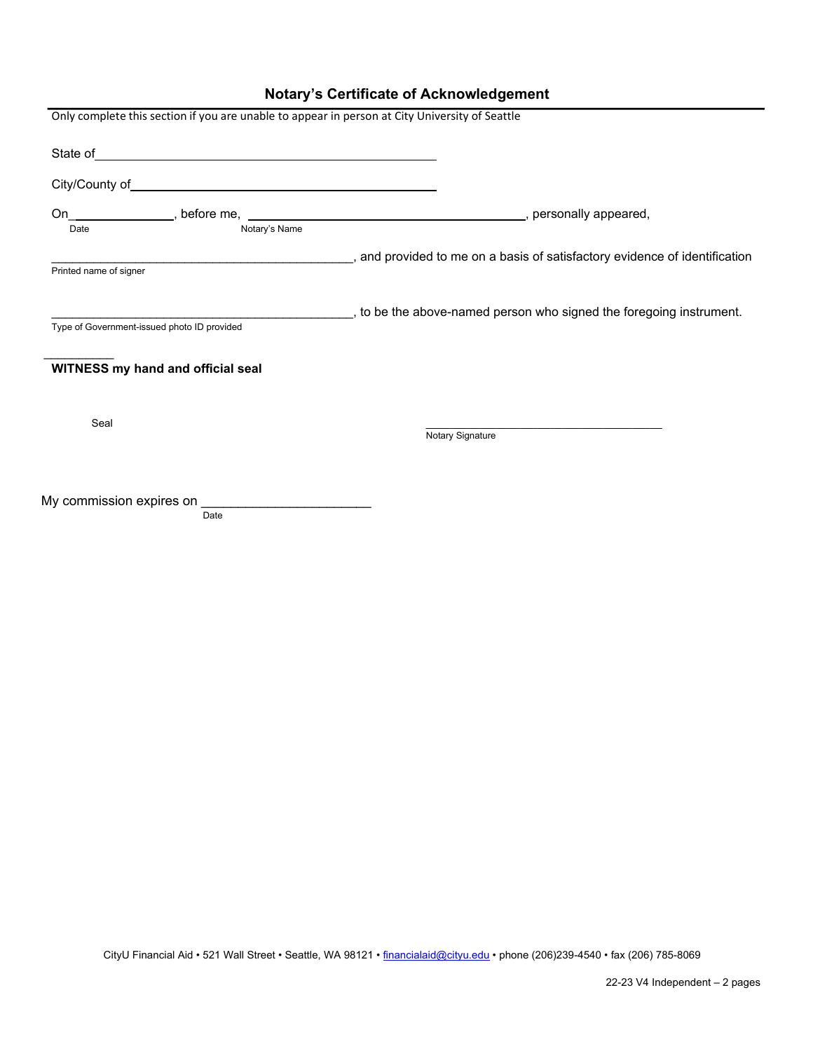## Notary's Certificate of Acknowledgement

Only complete this section if you are unable to appear in person at City University of Seattle

State of ______________________________________________

City/County of __________________________________________

On ______________, before me, ________________________________________, personally appeared,
Date Notary's Name

____________________________________________, and provided to me on a basis of satisfactory evidence of identification
Printed name of signer

____________________________________________, to be the above-named person who signed the foregoing instrument.
Type of Government-issued photo ID provided

**WITNESS my hand and official seal**

Seal

____________________________________
Notary Signature

My commission expires on ______________________
Date

CityU Financial Aid • 521 Wall Street • Seattle, WA 98121 • financialaid@cityu.edu • phone (206)239-4540 • fax (206) 785-8069

22-23 V4 Independent – 2 pages